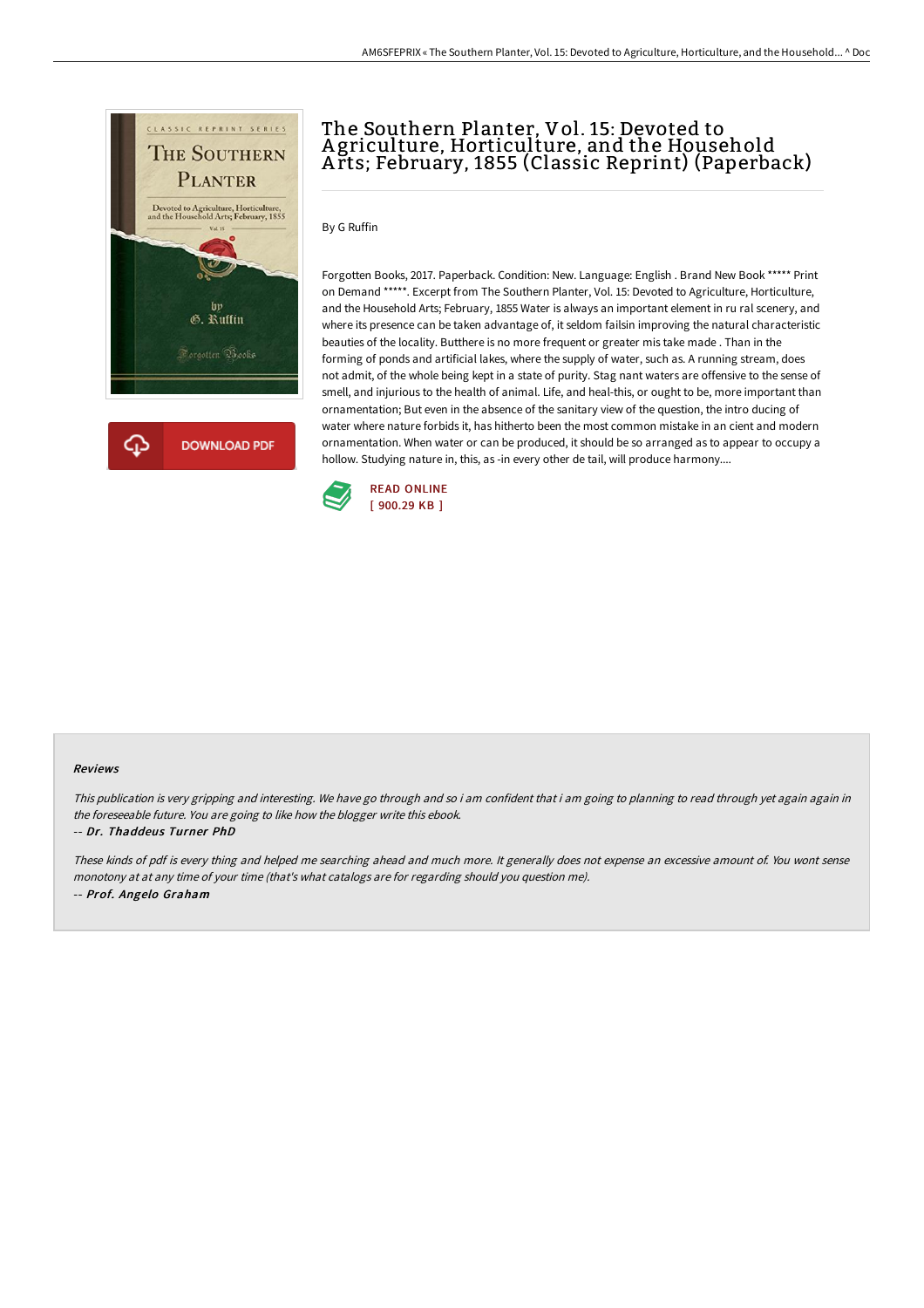# The Southern Planter, Vol. 15: Devoted to Agriculture, Horticulture, and the Household Arts; February, 1855 (Classic Reprint) (Paperback)

By G Ruffin

Forgotten Books, 2017. Paperback. Condition: New. Language: English . Brand New Book ***** Print on Demand *****. Excerpt from The Southern Planter, Vol. 15: Devoted to Agriculture, Horticulture, and the Household Arts; February, 1855 Water is always an important element in ru ral scenery, and where its presence can be taken advantage of, it seldom failsin improving the natural characteristic beauties of the locality. Butthere is no more frequent or greater mis take made . Than in the forming of ponds and artificial lakes, where the supply of water, such as. A running stream, does not admit, of the whole being kept in a state of purity. Stag nant waters are offensive to the sense of smell, and injurious to the health of animal. Life, and heal-this, or ought to be, more important than ornamentation; But even in the absence of the sanitary view of the question, the intro ducing of water where nature forbids it, has hitherto been the most common mistake in an cient and modern ornamentation. When water or can be produced, it should be so arranged as to appear to occupy a hollow. Studying nature in, this, as -in every other de tail, will produce harmony....

DOWNLOAD PDF

READ ONLINE
[ 900.29 KB ]

### Reviews

*This publication is very gripping and interesting. We have go through and so i am confident that i am going to planning to read through yet again again in the foreseeable future. You are going to like how the blogger write this ebook.*

-- ***Dr. Thaddeus Turner PhD***

*These kinds of pdf is every thing and helped me searching ahead and much more. It generally does not expense an excessive amount of. You wont sense monotony at at any time of your time (that's what catalogs are for regarding should you question me).*

-- ***Prof. Angelo Graham***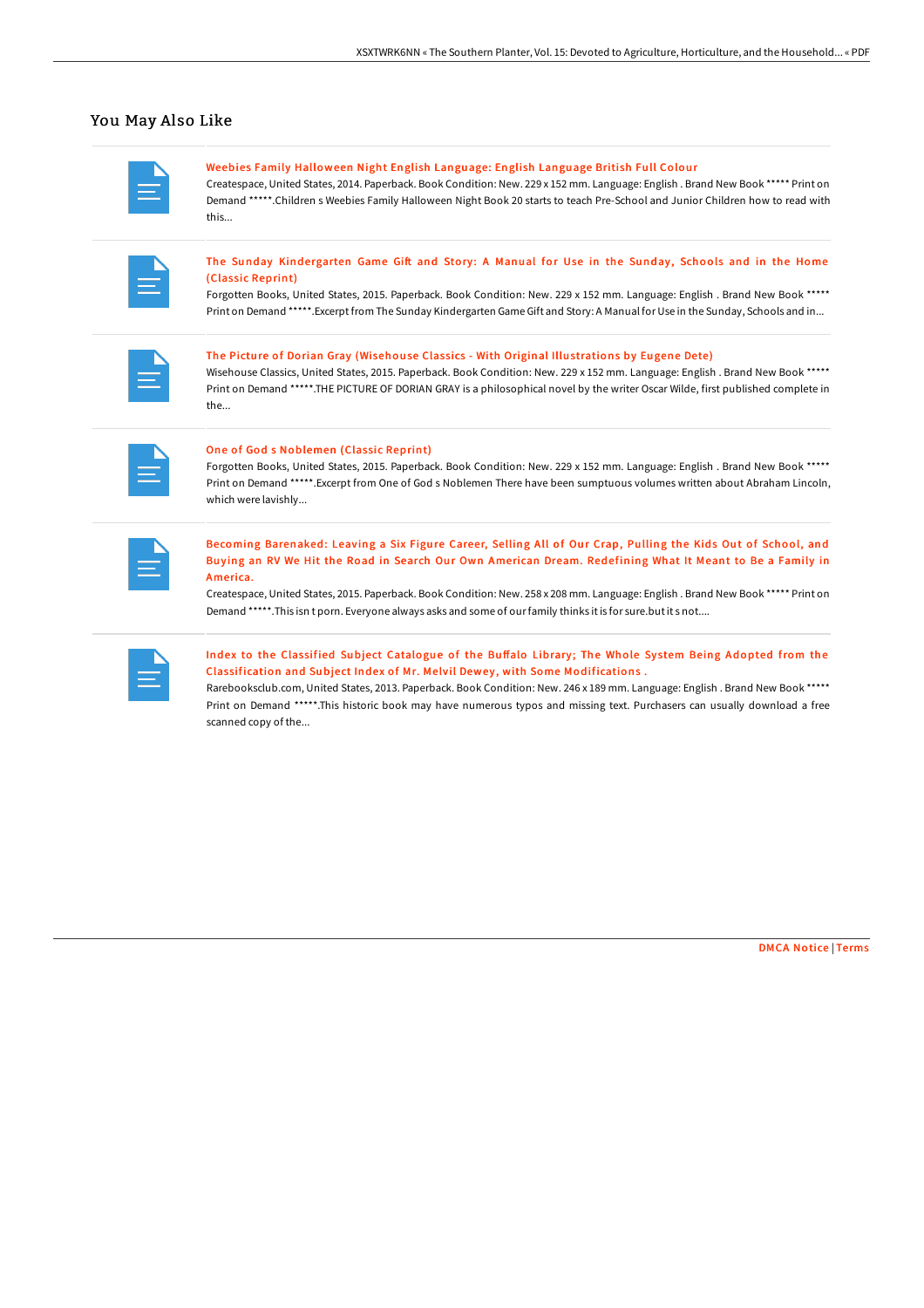## You May Also Like

**Weebies Family Halloween Night English Language: English Language British Full Colour**

Createspace, United States, 2014. Paperback. Book Condition: New. 229 x 152 mm. Language: English . Brand New Book ***** Print on Demand *****.Children s Weebies Family Halloween Night Book 20 starts to teach Pre-School and Junior Children how to read with this...

**The Sunday Kindergarten Game Gift and Story: A Manual for Use in the Sunday, Schools and in the Home (Classic Reprint)**

Forgotten Books, United States, 2015. Paperback. Book Condition: New. 229 x 152 mm. Language: English . Brand New Book ***** Print on Demand *****.Excerpt from The Sunday Kindergarten Game Gift and Story: A Manual for Use in the Sunday, Schools and in...

**The Picture of Dorian Gray (Wisehouse Classics - With Original Illustrations by Eugene Dete)**

Wisehouse Classics, United States, 2015. Paperback. Book Condition: New. 229 x 152 mm. Language: English . Brand New Book ***** Print on Demand *****.THE PICTURE OF DORIAN GRAY is a philosophical novel by the writer Oscar Wilde, first published complete in the...

**One of God s Noblemen (Classic Reprint)**

Forgotten Books, United States, 2015. Paperback. Book Condition: New. 229 x 152 mm. Language: English . Brand New Book ***** Print on Demand *****.Excerpt from One of God s Noblemen There have been sumptuous volumes written about Abraham Lincoln, which were lavishly...

**Becoming Barenaked: Leaving a Six Figure Career, Selling All of Our Crap, Pulling the Kids Out of School, and Buying an RV We Hit the Road in Search Our Own American Dream. Redefining What It Meant to Be a Family in America.**

Createspace, United States, 2015. Paperback. Book Condition: New. 258 x 208 mm. Language: English . Brand New Book ***** Print on Demand *****.This isn t porn. Everyone always asks and some of our family thinks it is for sure.but it s not....

**Index to the Classified Subject Catalogue of the Buffalo Library; The Whole System Being Adopted from the Classification and Subject Index of Mr. Melvil Dewey, with Some Modifications .**

Rarebooksclub.com, United States, 2013. Paperback. Book Condition: New. 246 x 189 mm. Language: English . Brand New Book ***** Print on Demand *****.This historic book may have numerous typos and missing text. Purchasers can usually download a free scanned copy of the...

DMCA Notice | Terms